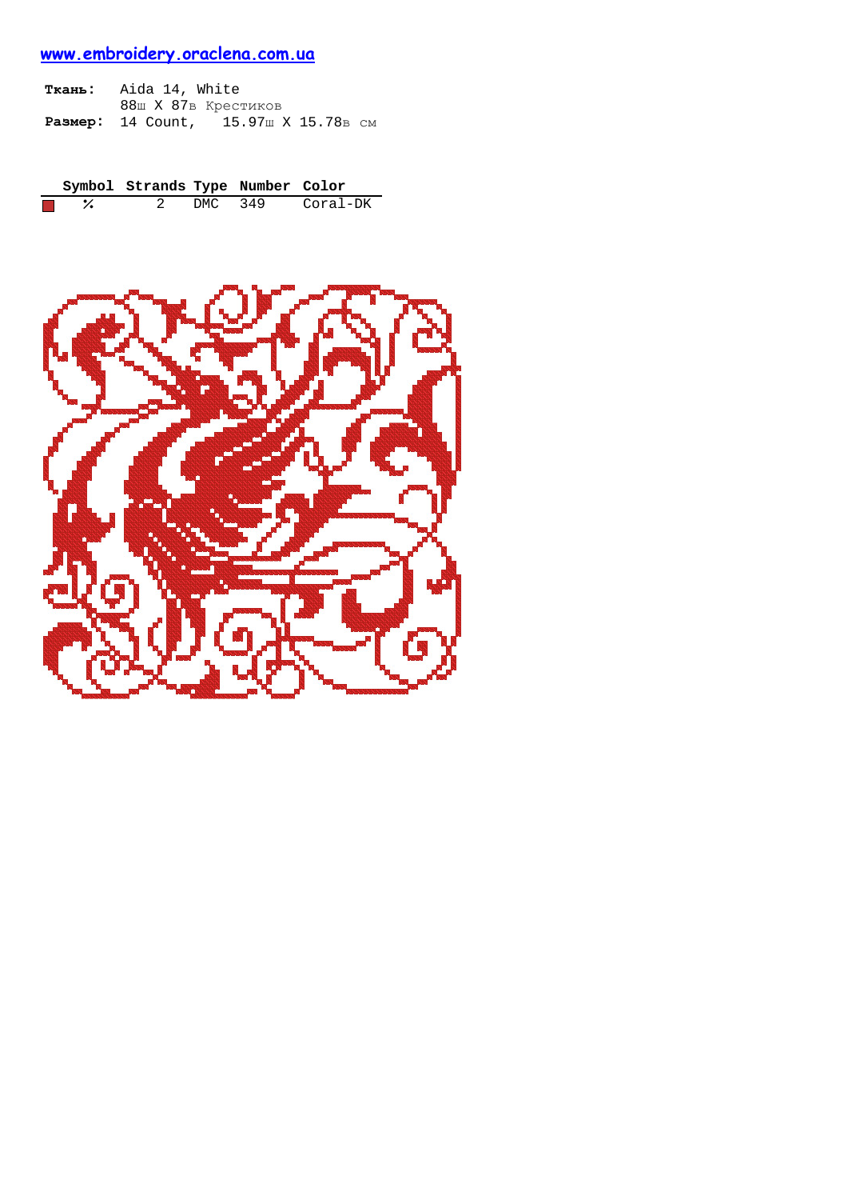www.embroidery.oraclena.com.ua

**Ткань:** Aida 14, White
88ш X 87в Крестиков
**Размер:** 14 Count, 15.97ш X 15.78в см

| | Symbol | Strands | Type | Number | Color |
|---|---|---|---|---|---|
| | ⁒ | 2 | DMC | 349 | Coral-DK |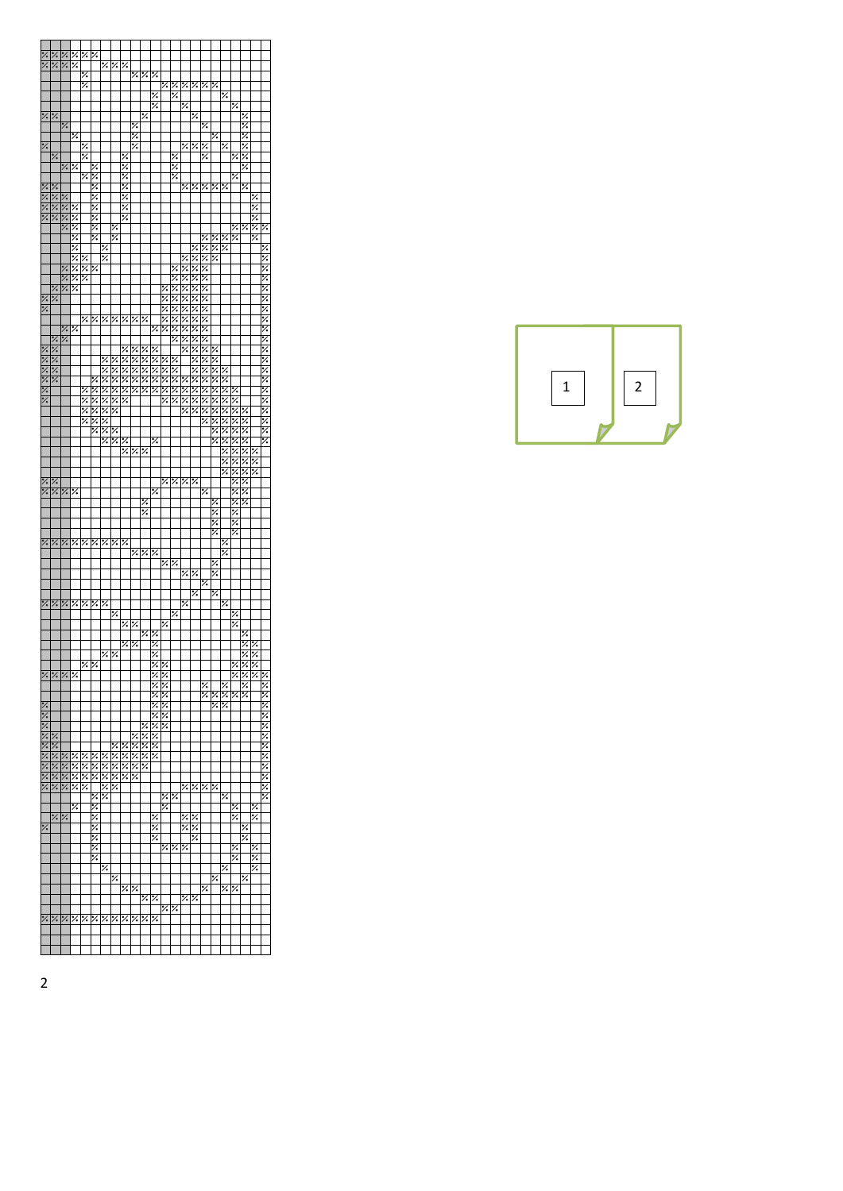1

2